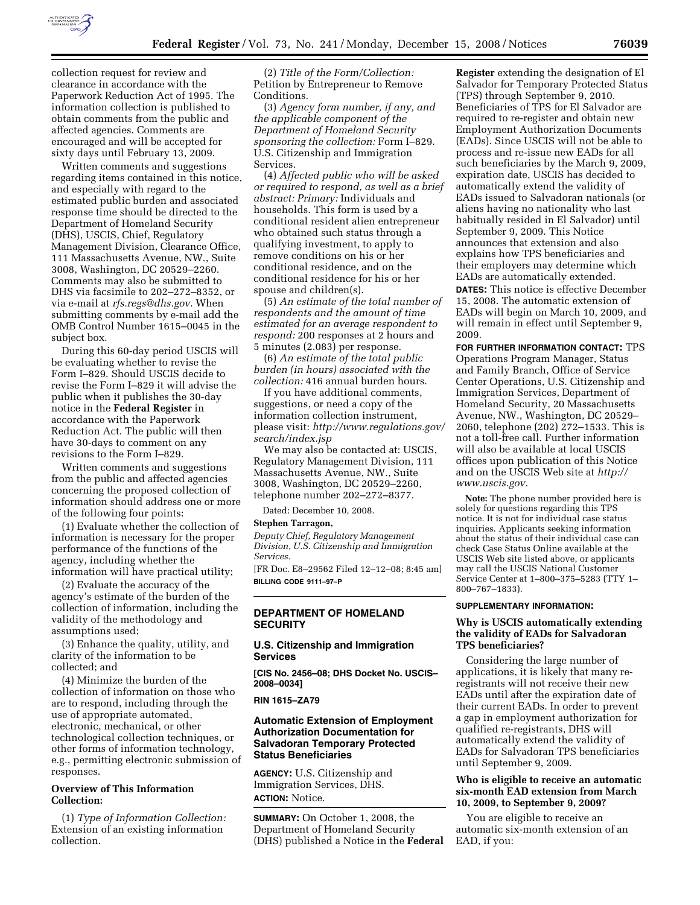collection request for review and clearance in accordance with the Paperwork Reduction Act of 1995. The information collection is published to obtain comments from the public and affected agencies. Comments are encouraged and will be accepted for sixty days until February 13, 2009.

Written comments and suggestions regarding items contained in this notice, and especially with regard to the estimated public burden and associated response time should be directed to the Department of Homeland Security (DHS), USCIS, Chief, Regulatory Management Division, Clearance Office, 111 Massachusetts Avenue, NW., Suite 3008, Washington, DC 20529–2260. Comments may also be submitted to DHS via facsimile to 202–272–8352, or via e-mail at *rfs.regs@dhs.gov.* When submitting comments by e-mail add the OMB Control Number 1615–0045 in the subject box.

During this 60-day period USCIS will be evaluating whether to revise the Form I–829. Should USCIS decide to revise the Form I–829 it will advise the public when it publishes the 30-day notice in the **Federal Register** in accordance with the Paperwork Reduction Act. The public will then have 30-days to comment on any revisions to the Form I–829.

Written comments and suggestions from the public and affected agencies concerning the proposed collection of information should address one or more of the following four points:

(1) Evaluate whether the collection of information is necessary for the proper performance of the functions of the agency, including whether the information will have practical utility;

(2) Evaluate the accuracy of the agency's estimate of the burden of the collection of information, including the validity of the methodology and assumptions used;

(3) Enhance the quality, utility, and clarity of the information to be collected; and

(4) Minimize the burden of the collection of information on those who are to respond, including through the use of appropriate automated, electronic, mechanical, or other technological collection techniques, or other forms of information technology, e.g., permitting electronic submission of responses.

**Overview of This Information Collection:**

(1) *Type of Information Collection:* Extension of an existing information collection.

(2) *Title of the Form/Collection:* Petition by Entrepreneur to Remove Conditions.

(3) *Agency form number, if any, and the applicable component of the Department of Homeland Security sponsoring the collection:* Form I–829. U.S. Citizenship and Immigration Services.

(4) *Affected public who will be asked or required to respond, as well as a brief abstract: Primary:* Individuals and households. This form is used by a conditional resident alien entrepreneur who obtained such status through a qualifying investment, to apply to remove conditions on his or her conditional residence, and on the conditional residence for his or her spouse and children(s).

(5) *An estimate of the total number of respondents and the amount of time estimated for an average respondent to respond:* 200 responses at 2 hours and 5 minutes (2.083) per response.

(6) *An estimate of the total public burden (in hours) associated with the collection:* 416 annual burden hours.

If you have additional comments, suggestions, or need a copy of the information collection instrument, please visit: *http://www.regulations.gov/search/index.jsp*

We may also be contacted at: USCIS, Regulatory Management Division, 111 Massachusetts Avenue, NW., Suite 3008, Washington, DC 20529–2260, telephone number 202–272–8377.

Dated: December 10, 2008.

**Stephen Tarragon,**

*Deputy Chief, Regulatory Management Division, U.S. Citizenship and Immigration Services.*

[FR Doc. E8–29562 Filed 12–12–08; 8:45 am]

**BILLING CODE 9111–97–P**

---

## DEPARTMENT OF HOMELAND SECURITY

### U.S. Citizenship and Immigration Services

**[CIS No. 2456–08; DHS Docket No. USCIS–2008–0034]**

**RIN 1615–ZA79**

### Automatic Extension of Employment Authorization Documentation for Salvadoran Temporary Protected Status Beneficiaries

**AGENCY:** U.S. Citizenship and Immigration Services, DHS.

**ACTION:** Notice.

**SUMMARY:** On October 1, 2008, the Department of Homeland Security (DHS) published a Notice in the **Federal Register** extending the designation of El Salvador for Temporary Protected Status (TPS) through September 9, 2010. Beneficiaries of TPS for El Salvador are required to re-register and obtain new Employment Authorization Documents (EADs). Since USCIS will not be able to process and re-issue new EADs for all such beneficiaries by the March 9, 2009, expiration date, USCIS has decided to automatically extend the validity of EADs issued to Salvadoran nationals (or aliens having no nationality who last habitually resided in El Salvador) until September 9, 2009. This Notice announces that extension and also explains how TPS beneficiaries and their employers may determine which EADs are automatically extended.

**DATES:** This notice is effective December 15, 2008. The automatic extension of EADs will begin on March 10, 2009, and will remain in effect until September 9, 2009.

**FOR FURTHER INFORMATION CONTACT:** TPS Operations Program Manager, Status and Family Branch, Office of Service Center Operations, U.S. Citizenship and Immigration Services, Department of Homeland Security, 20 Massachusetts Avenue, NW., Washington, DC 20529–2060, telephone (202) 272–1533. This is not a toll-free call. Further information will also be available at local USCIS offices upon publication of this Notice and on the USCIS Web site at *http://www.uscis.gov*.

**Note:** The phone number provided here is solely for questions regarding this TPS notice. It is not for individual case status inquiries. Applicants seeking information about the status of their individual case can check Case Status Online available at the USCIS Web site listed above, or applicants may call the USCIS National Customer Service Center at 1–800–375–5283 (TTY 1–800–767–1833).

**SUPPLEMENTARY INFORMATION:**

#### Why is USCIS automatically extending the validity of EADs for Salvadoran TPS beneficiaries?

Considering the large number of applications, it is likely that many re-registrants will not receive their new EADs until after the expiration date of their current EADs. In order to prevent a gap in employment authorization for qualified re-registrants, DHS will automatically extend the validity of EADs for Salvadoran TPS beneficiaries until September 9, 2009.

#### Who is eligible to receive an automatic six-month EAD extension from March 10, 2009, to September 9, 2009?

You are eligible to receive an automatic six-month extension of an EAD, if you: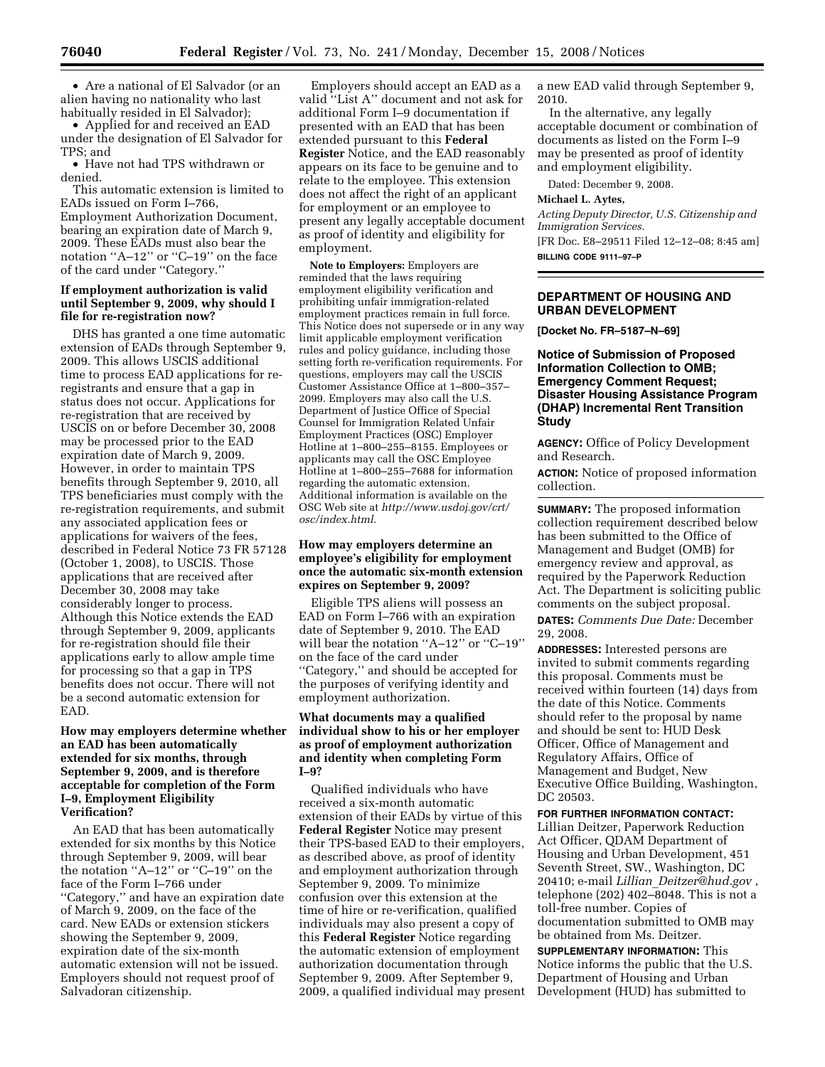- Are a national of El Salvador (or an alien having no nationality who last habitually resided in El Salvador);
- Applied for and received an EAD under the designation of El Salvador for TPS; and
- Have not had TPS withdrawn or denied.

This automatic extension is limited to EADs issued on Form I–766, Employment Authorization Document, bearing an expiration date of March 9, 2009. These EADs must also bear the notation ''A–12'' or ''C–19'' on the face of the card under ''Category.''

### If employment authorization is valid until September 9, 2009, why should I file for re-registration now?

DHS has granted a one time automatic extension of EADs through September 9, 2009. This allows USCIS additional time to process EAD applications for re-registrants and ensure that a gap in status does not occur. Applications for re-registration that are received by USCIS on or before December 30, 2008 may be processed prior to the EAD expiration date of March 9, 2009. However, in order to maintain TPS benefits through September 9, 2010, all TPS beneficiaries must comply with the re-registration requirements, and submit any associated application fees or applications for waivers of the fees, described in Federal Notice 73 FR 57128 (October 1, 2008), to USCIS. Those applications that are received after December 30, 2008 may take considerably longer to process. Although this Notice extends the EAD through September 9, 2009, applicants for re-registration should file their applications early to allow ample time for processing so that a gap in TPS benefits does not occur. There will not be a second automatic extension for EAD.

### How may employers determine whether an EAD has been automatically extended for six months, through September 9, 2009, and is therefore acceptable for completion of the Form I–9, Employment Eligibility Verification?

An EAD that has been automatically extended for six months by this Notice through September 9, 2009, will bear the notation ''A–12'' or ''C–19'' on the face of the Form I–766 under ''Category,'' and have an expiration date of March 9, 2009, on the face of the card. New EADs or extension stickers showing the September 9, 2009, expiration date of the six-month automatic extension will not be issued. Employers should not request proof of Salvadoran citizenship.

Employers should accept an EAD as a valid ''List A'' document and not ask for additional Form I–9 documentation if presented with an EAD that has been extended pursuant to this **Federal Register** Notice, and the EAD reasonably appears on its face to be genuine and to relate to the employee. This extension does not affect the right of an applicant for employment or an employee to present any legally acceptable document as proof of identity and eligibility for employment.

**Note to Employers:** Employers are reminded that the laws requiring employment eligibility verification and prohibiting unfair immigration-related employment practices remain in full force. This Notice does not supersede or in any way limit applicable employment verification rules and policy guidance, including those setting forth re-verification requirements. For questions, employers may call the USCIS Customer Assistance Office at 1–800–357–2099. Employers may also call the U.S. Department of Justice Office of Special Counsel for Immigration Related Unfair Employment Practices (OSC) Employer Hotline at 1–800–255–8155. Employees or applicants may call the OSC Employee Hotline at 1–800–255–7688 for information regarding the automatic extension. Additional information is available on the OSC Web site at *http://www.usdoj.gov/crt/osc/index.html.*

### How may employers determine an employee's eligibility for employment once the automatic six-month extension expires on September 9, 2009?

Eligible TPS aliens will possess an EAD on Form I–766 with an expiration date of September 9, 2010. The EAD will bear the notation ''A–12'' or ''C–19'' on the face of the card under ''Category,'' and should be accepted for the purposes of verifying identity and employment authorization.

### What documents may a qualified individual show to his or her employer as proof of employment authorization and identity when completing Form I–9?

Qualified individuals who have received a six-month automatic extension of their EADs by virtue of this **Federal Register** Notice may present their TPS-based EAD to their employers, as described above, as proof of identity and employment authorization through September 9, 2009. To minimize confusion over this extension at the time of hire or re-verification, qualified individuals may also present a copy of this **Federal Register** Notice regarding the automatic extension of employment authorization documentation through September 9, 2009. After September 9, 2009, a qualified individual may present a new EAD valid through September 9, 2010.

In the alternative, any legally acceptable document or combination of documents as listed on the Form I–9 may be presented as proof of identity and employment eligibility.

Dated: December 9, 2008.

**Michael L. Aytes,**

*Acting Deputy Director, U.S. Citizenship and Immigration Services.*

[FR Doc. E8–29511 Filed 12–12–08; 8:45 am]

**BILLING CODE 9111–97–P**

---

## DEPARTMENT OF HOUSING AND URBAN DEVELOPMENT

**[Docket No. FR–5187–N–69]**

## Notice of Submission of Proposed Information Collection to OMB; Emergency Comment Request; Disaster Housing Assistance Program (DHAP) Incremental Rent Transition Study

**AGENCY:** Office of Policy Development and Research.

**ACTION:** Notice of proposed information collection.

---

**SUMMARY:** The proposed information collection requirement described below has been submitted to the Office of Management and Budget (OMB) for emergency review and approval, as required by the Paperwork Reduction Act. The Department is soliciting public comments on the subject proposal.

**DATES:** *Comments Due Date:* December 29, 2008.

**ADDRESSES:** Interested persons are invited to submit comments regarding this proposal. Comments must be received within fourteen (14) days from the date of this Notice. Comments should refer to the proposal by name and should be sent to: HUD Desk Officer, Office of Management and Regulatory Affairs, Office of Management and Budget, New Executive Office Building, Washington, DC 20503.

**FOR FURTHER INFORMATION CONTACT:** Lillian Deitzer, Paperwork Reduction Act Officer, QDAM Department of Housing and Urban Development, 451 Seventh Street, SW., Washington, DC 20410; e-mail *Lillian_Deitzer@hud.gov* , telephone (202) 402–8048. This is not a toll-free number. Copies of documentation submitted to OMB may be obtained from Ms. Deitzer.

**SUPPLEMENTARY INFORMATION:** This Notice informs the public that the U.S. Department of Housing and Urban Development (HUD) has submitted to